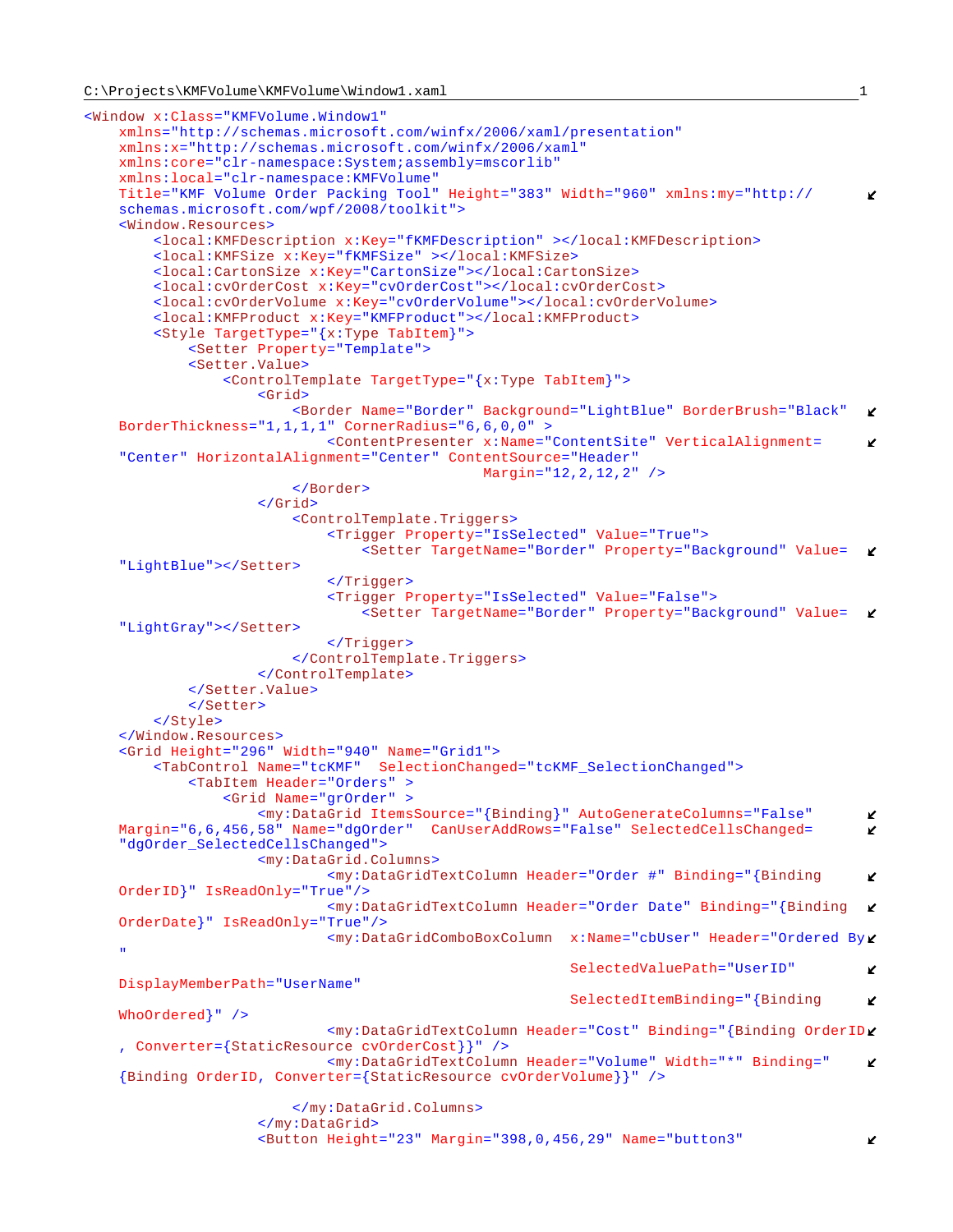C:\Projects\KMFVolume\KMFVolume\Window1.xaml

```
<Window x:Class="KMFVolume.Window1"
    xmlns="http://schemas.microsoft.com/winfx/2006/xaml/presentation"
    xmlns:x="http://schemas.microsoft.com/winfx/2006/xaml"
    xmlns:core="clr-namespace:System;assembly=mscorlib"
    xmlns:local="clr-namespace:KMFVolume"
    Title="KMF Volume Order Packing Tool" Height="383" Width="960" xmlns:my="http://
    schemas.microsoft.com/wpf/2008/toolkit">
    <Window.Resources>
        <local:KMFDescription x:Key="fKMFDescription" ></local:KMFDescription>
        <local:KMFSize x:Key="fKMFSize" ></local:KMFSize>
        <local:CartonSize x:Key="CartonSize"></local:CartonSize>
        <local:cvOrderCost x:Key="cvOrderCost"></local:cvOrderCost>
        <local:cvOrderVolume x:Key="cvOrderVolume"></local:cvOrderVolume>
        <local:KMFProduct x:Key="KMFProduct"></local:KMFProduct>
        <Style TargetType="{x:Type TabItem}">
            <Setter Property="Template">
            <Setter.Value>
                <ControlTemplate TargetType="{x:Type TabItem}">
                    <Grid>
                        <Border Name="Border" Background="LightBlue" BorderBrush="Black"
    BorderThickness="1,1,1,1" CornerRadius="6,6,0,0" >
                            <ContentPresenter x:Name="ContentSite" VerticalAlignment=
    "Center" HorizontalAlignment="Center" ContentSource="Header"
                                              Margin="12,2,12,2" />
                        </Border>
                    </Grid>
                        <ControlTemplate.Triggers>
                            <Trigger Property="IsSelected" Value="True">
                                <Setter TargetName="Border" Property="Background" Value=
    "LightBlue"></Setter>
                            </Trigger>
                            <Trigger Property="IsSelected" Value="False">
                                <Setter TargetName="Border" Property="Background" Value=
    "LightGray"></Setter>
                            </Trigger>
                        </ControlTemplate.Triggers>
                    </ControlTemplate>
            </Setter.Value>
            </Setter>
        </Style>
    </Window.Resources>
    <Grid Height="296" Width="940" Name="Grid1">
        <TabControl Name="tcKMF"  SelectionChanged="tcKMF_SelectionChanged">
            <TabItem Header="Orders" >
                <Grid Name="grOrder" >
                    <my:DataGrid ItemsSource="{Binding}" AutoGenerateColumns="False"
    Margin="6,6,456,58" Name="dgOrder"  CanUserAddRows="False" SelectedCellsChanged=
    "dgOrder_SelectedCellsChanged">
                    <my:DataGrid.Columns>
                            <my:DataGridTextColumn Header="Order #" Binding="{Binding
    OrderID}" IsReadOnly="True"/>
                            <my:DataGridTextColumn Header="Order Date" Binding="{Binding
    OrderDate}" IsReadOnly="True"/>
                            <my:DataGridComboBoxColumn  x:Name="cbUser" Header="Ordered By
    "
                                                    SelectedValuePath="UserID"
    DisplayMemberPath="UserName"
                                                    SelectedItemBinding="{Binding
    WhoOrdered}" />
                            <my:DataGridTextColumn Header="Cost" Binding="{Binding OrderID
    , Converter={StaticResource cvOrderCost}}" />
                            <my:DataGridTextColumn Header="Volume" Width="*" Binding="
    {Binding OrderID, Converter={StaticResource cvOrderVolume}}" />

                        </my:DataGrid.Columns>
                    </my:DataGrid>
                    <Button Height="23" Margin="398,0,456,29" Name="button3"
```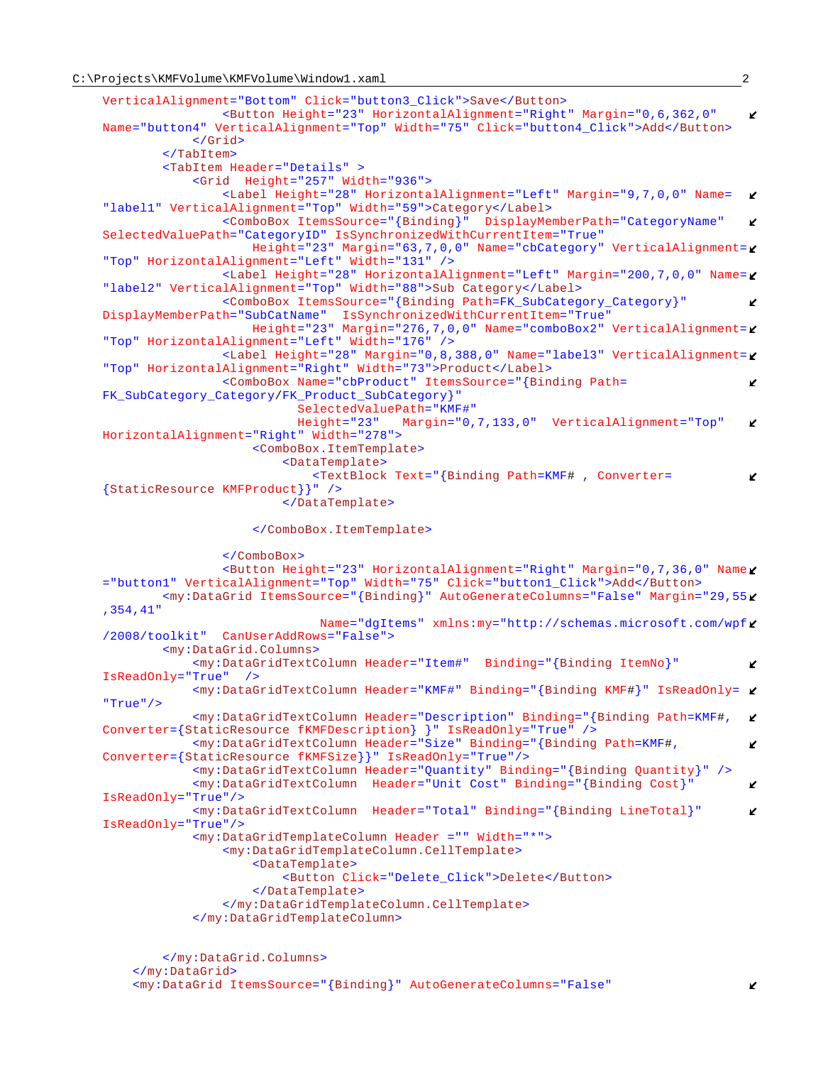```xml
    VerticalAlignment="Bottom" Click="button3_Click">Save</Button>
                <Button Height="23" HorizontalAlignment="Right" Margin="0,6,362,0" 
    Name="button4" VerticalAlignment="Top" Width="75" Click="button4_Click">Add</Button>
            </Grid>
        </TabItem>
        <TabItem Header="Details" >
            <Grid  Height="257" Width="936">
                <Label Height="28" HorizontalAlignment="Left" Margin="9,7,0,0" Name=
    "label1" VerticalAlignment="Top" Width="59">Category</Label>
                <ComboBox ItemsSource="{Binding}"  DisplayMemberPath="CategoryName" 
    SelectedValuePath="CategoryID" IsSynchronizedWithCurrentItem="True"
                    Height="23" Margin="63,7,0,0" Name="cbCategory" VerticalAlignment=
    "Top" HorizontalAlignment="Left" Width="131" />
                <Label Height="28" HorizontalAlignment="Left" Margin="200,7,0,0" Name=
    "label2" VerticalAlignment="Top" Width="88">Sub Category</Label>
                <ComboBox ItemsSource="{Binding Path=FK_SubCategory_Category}" 
    DisplayMemberPath="SubCatName"  IsSynchronizedWithCurrentItem="True"
                    Height="23" Margin="276,7,0,0" Name="comboBox2" VerticalAlignment=
    "Top" HorizontalAlignment="Left" Width="176" />
                <Label Height="28" Margin="0,8,388,0" Name="label3" VerticalAlignment=
    "Top" HorizontalAlignment="Right" Width="73">Product</Label>
                <ComboBox Name="cbProduct" ItemsSource="{Binding Path=
    FK_SubCategory_Category/FK_Product_SubCategory}"
                          SelectedValuePath="KMF#"
                          Height="23"   Margin="0,7,133,0"  VerticalAlignment="Top" 
    HorizontalAlignment="Right" Width="278">
                    <ComboBox.ItemTemplate>
                        <DataTemplate>
                            <TextBlock Text="{Binding Path=KMF# , Converter=
    {StaticResource KMFProduct}}" />
                        </DataTemplate>

                    </ComboBox.ItemTemplate>

                </ComboBox>
                <Button Height="23" HorizontalAlignment="Right" Margin="0,7,36,0" Name
    ="button1" VerticalAlignment="Top" Width="75" Click="button1_Click">Add</Button>
        <my:DataGrid ItemsSource="{Binding}" AutoGenerateColumns="False" Margin="29,55
    ,354,41"
                           Name="dgItems" xmlns:my="http://schemas.microsoft.com/wpf
    /2008/toolkit"  CanUserAddRows="False">
        <my:DataGrid.Columns>
            <my:DataGridTextColumn Header="Item#"  Binding="{Binding ItemNo}" 
    IsReadOnly="True"  />
            <my:DataGridTextColumn Header="KMF#" Binding="{Binding KMF#}" IsReadOnly=
    "True"/>
            <my:DataGridTextColumn Header="Description" Binding="{Binding Path=KMF#, 
    Converter={StaticResource fKMFDescription} }" IsReadOnly="True" />
            <my:DataGridTextColumn Header="Size" Binding="{Binding Path=KMF#, 
    Converter={StaticResource fKMFSize}}" IsReadOnly="True"/>
            <my:DataGridTextColumn Header="Quantity" Binding="{Binding Quantity}" />
            <my:DataGridTextColumn  Header="Unit Cost" Binding="{Binding Cost}" 
    IsReadOnly="True"/>
            <my:DataGridTextColumn  Header="Total" Binding="{Binding LineTotal}" 
    IsReadOnly="True"/>
            <my:DataGridTemplateColumn Header ="" Width="*">
                <my:DataGridTemplateColumn.CellTemplate>
                    <DataTemplate>
                        <Button Click="Delete_Click">Delete</Button>
                    </DataTemplate>
                </my:DataGridTemplateColumn.CellTemplate>
            </my:DataGridTemplateColumn>


        </my:DataGrid.Columns>
    </my:DataGrid>
    <my:DataGrid ItemsSource="{Binding}" AutoGenerateColumns="False" 
```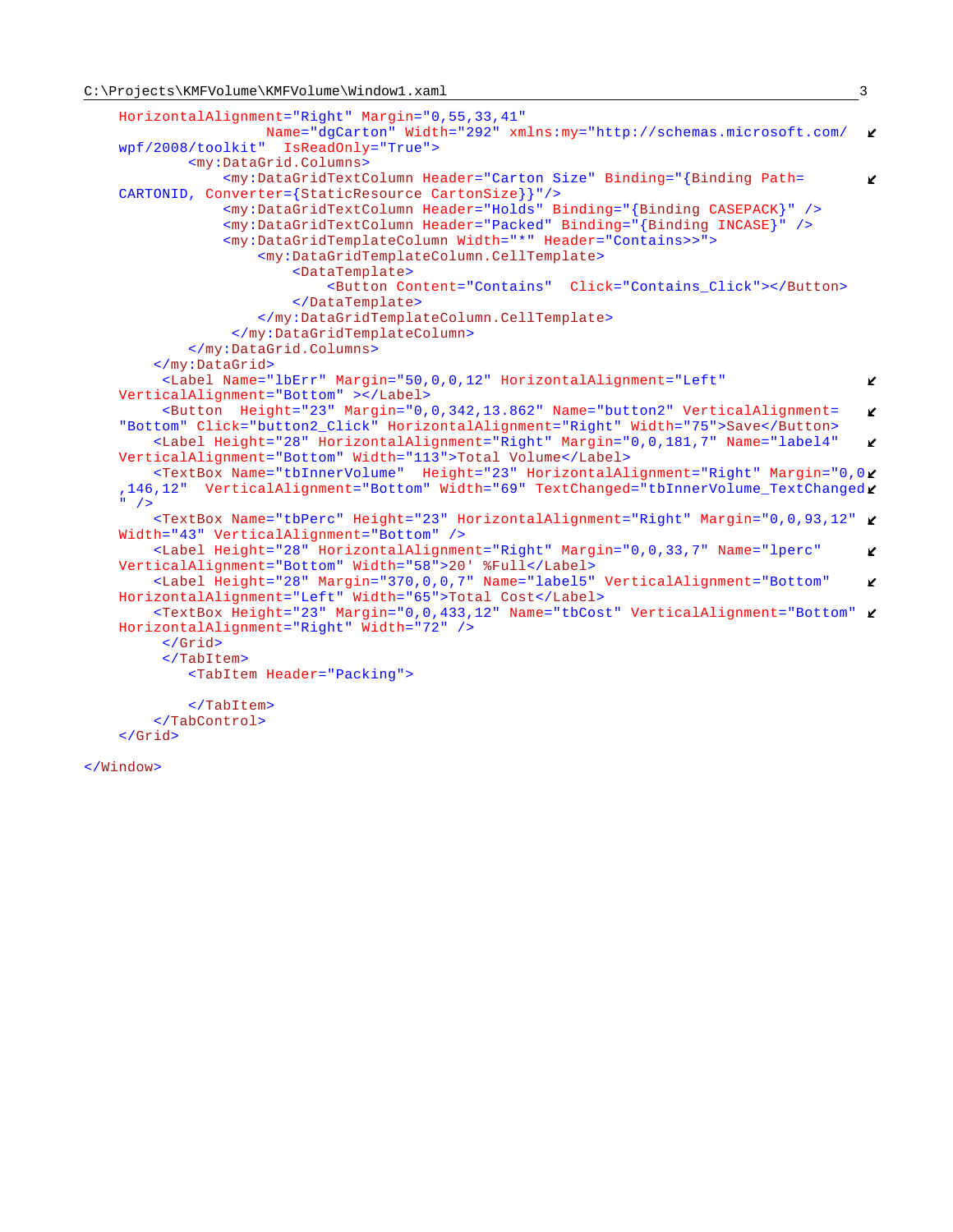```xml
    HorizontalAlignment="Right" Margin="0,55,33,41"
                     Name="dgCarton" Width="292" xmlns:my="http://schemas.microsoft.com/wpf/2008/toolkit"  IsReadOnly="True">
            <my:DataGrid.Columns>
                <my:DataGridTextColumn Header="Carton Size" Binding="{Binding Path=CARTONID, Converter={StaticResource CartonSize}}"/>
                <my:DataGridTextColumn Header="Holds" Binding="{Binding CASEPACK}" />
                <my:DataGridTextColumn Header="Packed" Binding="{Binding INCASE}" />
                <my:DataGridTemplateColumn Width="*" Header="Contains>>">
                    <my:DataGridTemplateColumn.CellTemplate>
                        <DataTemplate>
                            <Button Content="Contains"  Click="Contains_Click"></Button>
                        </DataTemplate>
                    </my:DataGridTemplateColumn.CellTemplate>
                 </my:DataGridTemplateColumn>
            </my:DataGrid.Columns>
        </my:DataGrid>
         <Label Name="lbErr" Margin="50,0,0,12" HorizontalAlignment="Left" VerticalAlignment="Bottom" ></Label>
         <Button  Height="23" Margin="0,0,342,13.862" Name="button2" VerticalAlignment="Bottom" Click="button2_Click" HorizontalAlignment="Right" Width="75">Save</Button>
        <Label Height="28" HorizontalAlignment="Right" Margin="0,0,181,7" Name="label4" VerticalAlignment="Bottom" Width="113">Total Volume</Label>
        <TextBox Name="tbInnerVolume"  Height="23" HorizontalAlignment="Right" Margin="0,0,146,12"  VerticalAlignment="Bottom" Width="69" TextChanged="tbInnerVolume_TextChanged" />
        <TextBox Name="tbPerc" Height="23" HorizontalAlignment="Right" Margin="0,0,93,12" Width="43" VerticalAlignment="Bottom" />
        <Label Height="28" HorizontalAlignment="Right" Margin="0,0,33,7" Name="lperc" VerticalAlignment="Bottom" Width="58">20' %Full</Label>
        <Label Height="28" Margin="370,0,0,7" Name="label5" VerticalAlignment="Bottom" HorizontalAlignment="Left" Width="65">Total Cost</Label>
        <TextBox Height="23" Margin="0,0,433,12" Name="tbCost" VerticalAlignment="Bottom" HorizontalAlignment="Right" Width="72" />
         </Grid>
         </TabItem>
            <TabItem Header="Packing">

            </TabItem>
        </TabControl>
    </Grid>

</Window>
```